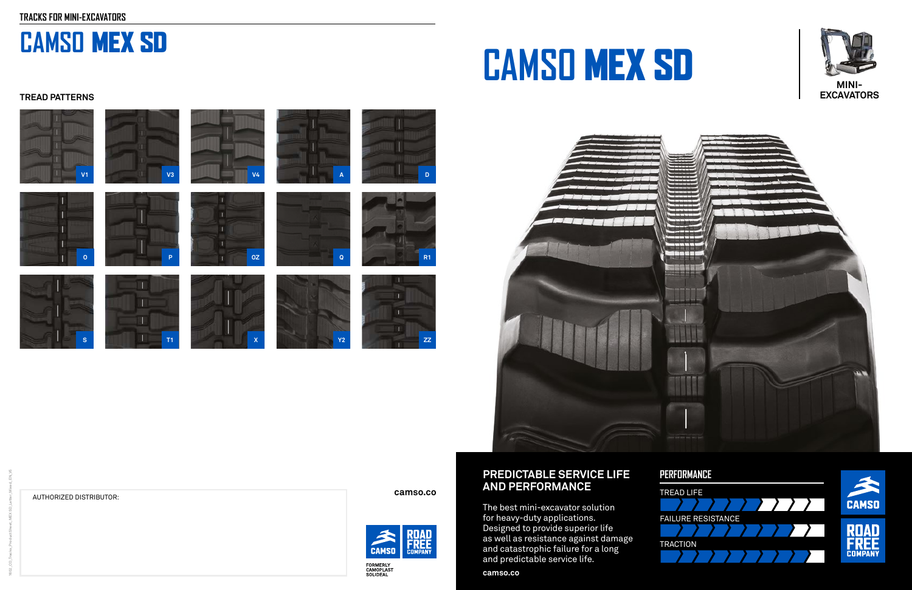TRACKS FOR MINI-EXCAVATORS

# CAMSO MEX SD

### TREAD PATTERNS

V1 V3 V4 A D

O P OZ Q R1

S T1 X Y2 ZZ

AUTHORIZED DISTRIBUTOR:

camso.co

CAMSO ROAD FREE COMPANY

FORMERLY CAMOPLAST SOLIDEAL

# CAMSO MEX SD

MINI-EXCAVATORS

## PREDICTABLE SERVICE LIFE AND PERFORMANCE

The best mini-excavator solution for heavy-duty applications. Designed to provide superior life as well as resistance against damage and catastrophic failure for a long and predictable service life.

camso.co

## PERFORMANCE

TREAD LIFE

FAILURE RESISTANCE

TRACTION

CAMSO

ROAD FREE COMPANY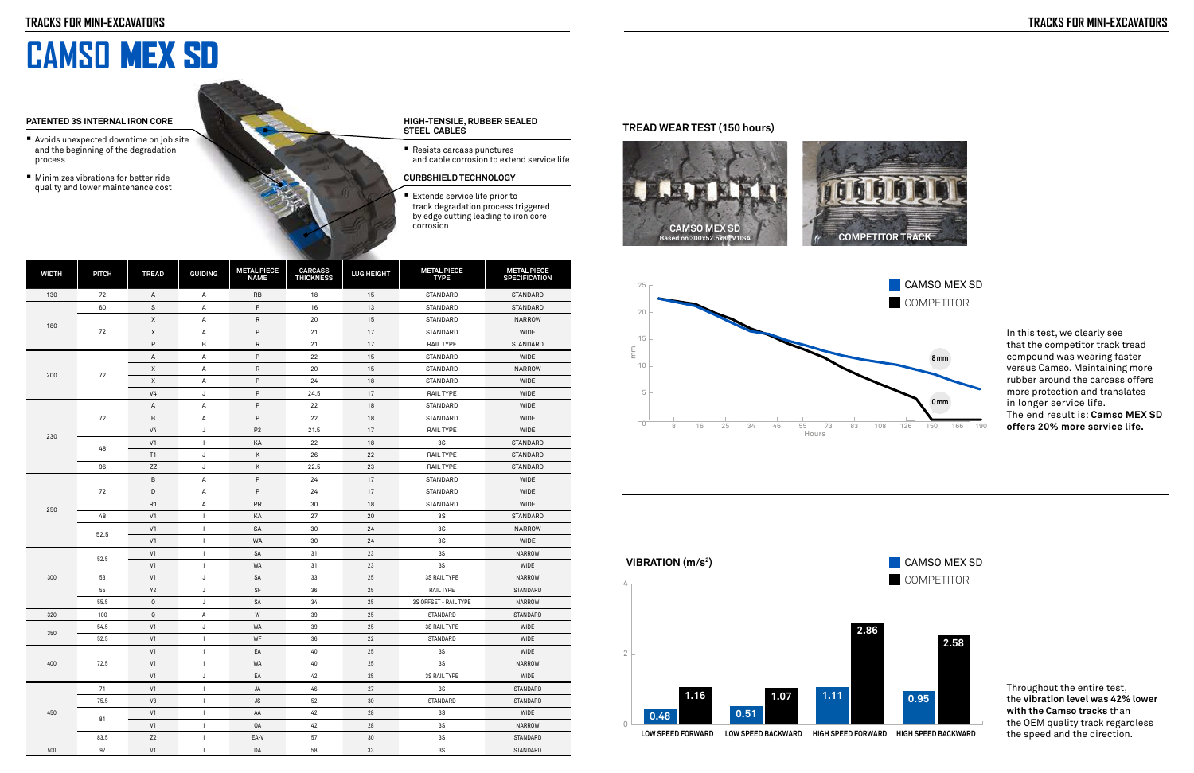# CAMSO MEX SD

**PATENTED 3S INTERNAL IRON CORE**

- Avoids unexpected downtime on job site and the beginning of the degradation process
- Minimizes vibrations for better ride quality and lower maintenance cost

**HIGH-TENSILE, RUBBER SEALED STEEL CABLES**

- Resists carcass punctures and cable corrosion to extend service life

**CURBSHIELD TECHNOLOGY**

- Extends service life prior to track degradation process triggered by edge cutting leading to iron core corrosion

| WIDTH | PITCH | TREAD | GUIDING | METAL PIECE NAME | CARCASS THICKNESS | LUG HEIGHT | METAL PIECE TYPE | METAL PIECE SPECIFICATION |
|---|---|---|---|---|---|---|---|---|
| 130 | 72 | A | A | RB | 18 | 15 | STANDARD | STANDARD |
| 180 | 60 | S | A | F | 16 | 13 | STANDARD | STANDARD |
| | 72 | X | A | R | 20 | 15 | STANDARD | NARROW |
| | | X | A | P | 21 | 17 | STANDARD | WIDE |
| | | P | B | R | 21 | 17 | RAIL TYPE | STANDARD |
| 200 | 72 | A | A | P | 22 | 15 | STANDARD | WIDE |
| | | X | A | R | 20 | 15 | STANDARD | NARROW |
| | | X | A | P | 24 | 18 | STANDARD | WIDE |
| | | V4 | J | P | 24.5 | 17 | RAIL TYPE | WIDE |
| 230 | 72 | A | A | P | 22 | 18 | STANDARD | WIDE |
| | | B | A | P | 22 | 18 | STANDARD | WIDE |
| | | V4 | J | P2 | 21.5 | 17 | RAIL TYPE | WIDE |
| | 48 | V1 | I | KA | 22 | 18 | 3S | STANDARD |
| | | T1 | J | K | 26 | 22 | RAIL TYPE | STANDARD |
| | 96 | ZZ | J | K | 22.5 | 23 | RAIL TYPE | STANDARD |
| 250 | 72 | B | A | P | 24 | 17 | STANDARD | WIDE |
| | | D | A | P | 24 | 17 | STANDARD | WIDE |
| | | R1 | A | PR | 30 | 18 | STANDARD | WIDE |
| | 48 | V1 | I | KA | 27 | 20 | 3S | STANDARD |
| | 52.5 | V1 | I | SA | 30 | 24 | 3S | NARROW |
| | | V1 | I | WA | 30 | 24 | 3S | WIDE |
| 300 | 52.5 | V1 | I | SA | 31 | 23 | 3S | NARROW |
| | | V1 | I | WA | 31 | 23 | 3S | WIDE |
| | 53 | V1 | J | SA | 33 | 25 | 3S RAIL TYPE | NARROW |
| | 55 | Y2 | J | SF | 36 | 25 | RAIL TYPE | STANDARD |
| | 55.5 | O | J | SA | 34 | 25 | 3S OFFSET - RAIL TYPE | NARROW |
| 320 | 100 | Q | A | W | 39 | 25 | STANDARD | STANDARD |
| 350 | 54.5 | V1 | J | WA | 39 | 25 | 3S RAIL TYPE | WIDE |
| | 52.5 | V1 | I | WF | 36 | 22 | STANDARD | WIDE |
| 400 | 72.5 | V1 | I | EA | 40 | 25 | 3S | WIDE |
| | | V1 | I | WA | 40 | 25 | 3S | NARROW |
| | | V1 | J | EA | 42 | 25 | 3S RAIL TYPE | WIDE |
| 450 | 71 | V1 | I | JA | 46 | 27 | 3S | STANDARD |
| | 75.5 | V3 | I | JS | 52 | 30 | STANDARD | STANDARD |
| | 81 | V1 | I | AA | 42 | 28 | 3S | WIDE |
| | | V1 | I | OA | 42 | 28 | 3S | NARROW |
| | 83.5 | Z2 | I | EA-V | 57 | 30 | 3S | STANDARD |
| 500 | 92 | V1 | I | DA | 58 | 33 | 3S | STANDARD |

## TREAD WEAR TEST (150 hours)

CAMSO MEX SD
Based on 300x52.5x86 V1ISA

COMPETITOR TRACK

CAMSO MEX SD
COMPETITOR

mm
25
20
15
10
5
0
8 16 25 34 46 55 73 83 108 126 150 166 190
Hours
8mm
0mm

In this test, we clearly see that the competitor track tread compound was wearing faster versus Camso. Maintaining more rubber around the carcass offers more protection and translates in longer service life. The end result is: **Camso MEX SD offers 20% more service life.**

## VIBRATION (m/s²)

CAMSO MEX SD
COMPETITOR

4
2
0

0.48 1.16 LOW SPEED FORWARD
0.51 1.07 LOW SPEED BACKWARD
1.11 2.86 HIGH SPEED FORWARD
0.95 2.58 HIGH SPEED BACKWARD

Throughout the entire test, the **vibration level was 42% lower with the Camso tracks** than the OEM quality track regardless the speed and the direction.